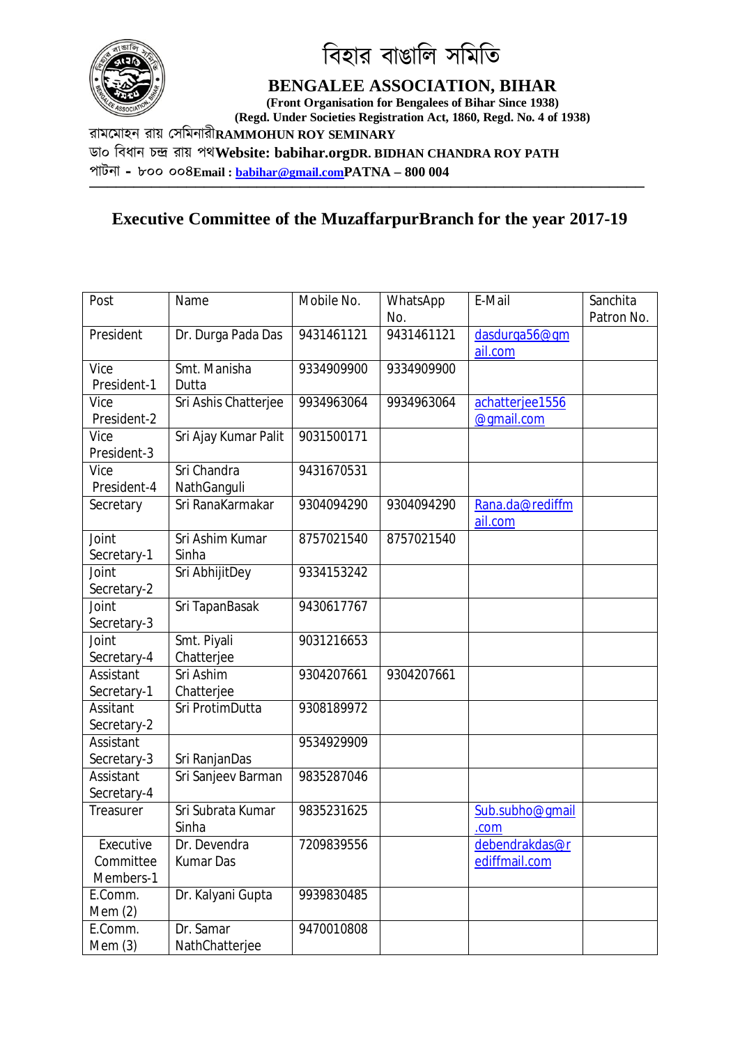# বিহার বাঙালি সমিতি

## BENGALEE ASSOCIATION, BIHAR

**(Front Organisation for Bengalees of Bihar Since 1938)**

**(Regd. Under Societies Registration Act, 1860, Regd. No. 4 of 1938)**

রামমোহন রায় সেমিনারী**RAMMOHUN ROY SEMINARY**

ডাঃ বিধান চন্দ্র রায় পথ**Website: babihar.org****DR. BIDHAN CHANDRA ROY PATH**

পাটনা - ৮০০ ০০৪**Email : babihar@gmail.com****PATNA – 800 004**

---

## Executive Committee of the MuzaffarpurBranch for the year 2017-19

| Post | Name | Mobile No. | WhatsApp No. | E-Mail | Sanchita Patron No. |
|---|---|---|---|---|---|
| President | Dr. Durga Pada Das | 9431461121 | 9431461121 | dasdurga56@gmail.com | |
| Vice President-1 | Smt. Manisha Dutta | 9334909900 | 9334909900 | | |
| Vice President-2 | Sri Ashis Chatterjee | 9934963064 | 9934963064 | achatterjee1556@gmail.com | |
| Vice President-3 | Sri Ajay Kumar Palit | 9031500171 | | | |
| Vice President-4 | Sri Chandra NathGanguli | 9431670531 | | | |
| Secretary | Sri RanaKarmakar | 9304094290 | 9304094290 | Rana.da@rediffmail.com | |
| Joint Secretary-1 | Sri Ashim Kumar Sinha | 8757021540 | 8757021540 | | |
| Joint Secretary-2 | Sri AbhijitDey | 9334153242 | | | |
| Joint Secretary-3 | Sri TapanBasak | 9430617767 | | | |
| Joint Secretary-4 | Smt. Piyali Chatterjee | 9031216653 | | | |
| Assistant Secretary-1 | Sri Ashim Chatterjee | 9304207661 | 9304207661 | | |
| Assitant Secretary-2 | Sri ProtimDutta | 9308189972 | | | |
| Assistant Secretary-3 | Sri RanjanDas | 9534929909 | | | |
| Assistant Secretary-4 | Sri Sanjeev Barman | 9835287046 | | | |
| Treasurer | Sri Subrata Kumar Sinha | 9835231625 | | Sub.subho@gmail.com | |
| Executive Committee Members-1 | Dr. Devendra Kumar Das | 7209839556 | | debendrakdas@rediffmail.com | |
| E.Comm. Mem (2) | Dr. Kalyani Gupta | 9939830485 | | | |
| E.Comm. Mem (3) | Dr. Samar NathChatterjee | 9470010808 | | | |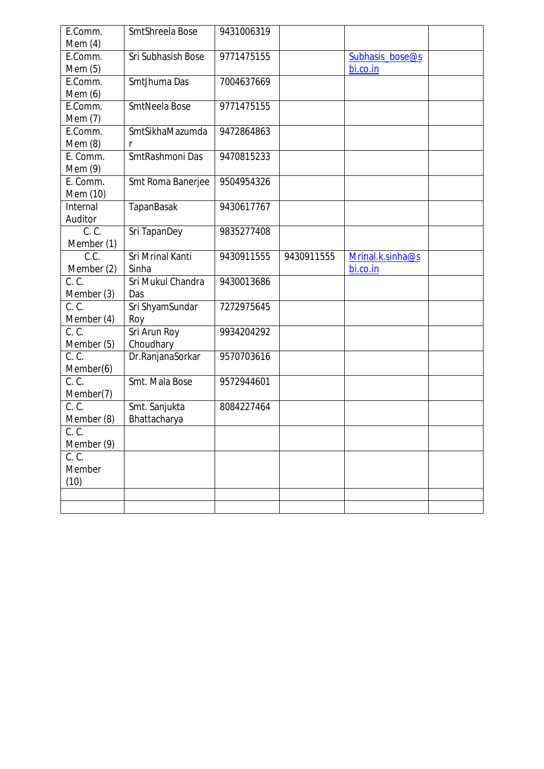| | | | | | |
|---|---|---|---|---|---|
| E.Comm. Mem (4) | SmtShreela Bose | 9431006319 | | | |
| E.Comm. Mem (5) | Sri Subhasish Bose | 9771475155 | | Subhasis_bose@sbi.co.in | |
| E.Comm. Mem (6) | SmtJhuma Das | 7004637669 | | | |
| E.Comm. Mem (7) | SmtNeela Bose | 9771475155 | | | |
| E.Comm. Mem (8) | SmtSikhaMazumdar | 9472864863 | | | |
| E. Comm. Mem (9) | SmtRashmoni Das | 9470815233 | | | |
| E. Comm. Mem (10) | Smt Roma Banerjee | 9504954326 | | | |
| Internal Auditor | TapanBasak | 9430617767 | | | |
| C. C. Member (1) | Sri TapanDey | 9835277408 | | | |
| C.C. Member (2) | Sri Mrinal Kanti Sinha | 9430911555 | 9430911555 | Mrinal.k.sinha@sbi.co.in | |
| C. C. Member (3) | Sri Mukul Chandra Das | 9430013686 | | | |
| C. C. Member (4) | Sri ShyamSundar Roy | 7272975645 | | | |
| C. C. Member (5) | Sri Arun Roy Choudhary | 9934204292 | | | |
| C. C. Member(6) | Dr.RanjanaSorkar | 9570703616 | | | |
| C. C. Member(7) | Smt. Mala Bose | 9572944601 | | | |
| C. C. Member (8) | Smt. Sanjukta Bhattacharya | 8084227464 | | | |
| C. C. Member (9) | | | | | |
| C. C. Member (10) | | | | | |
| | | | | | |
| | | | | | |